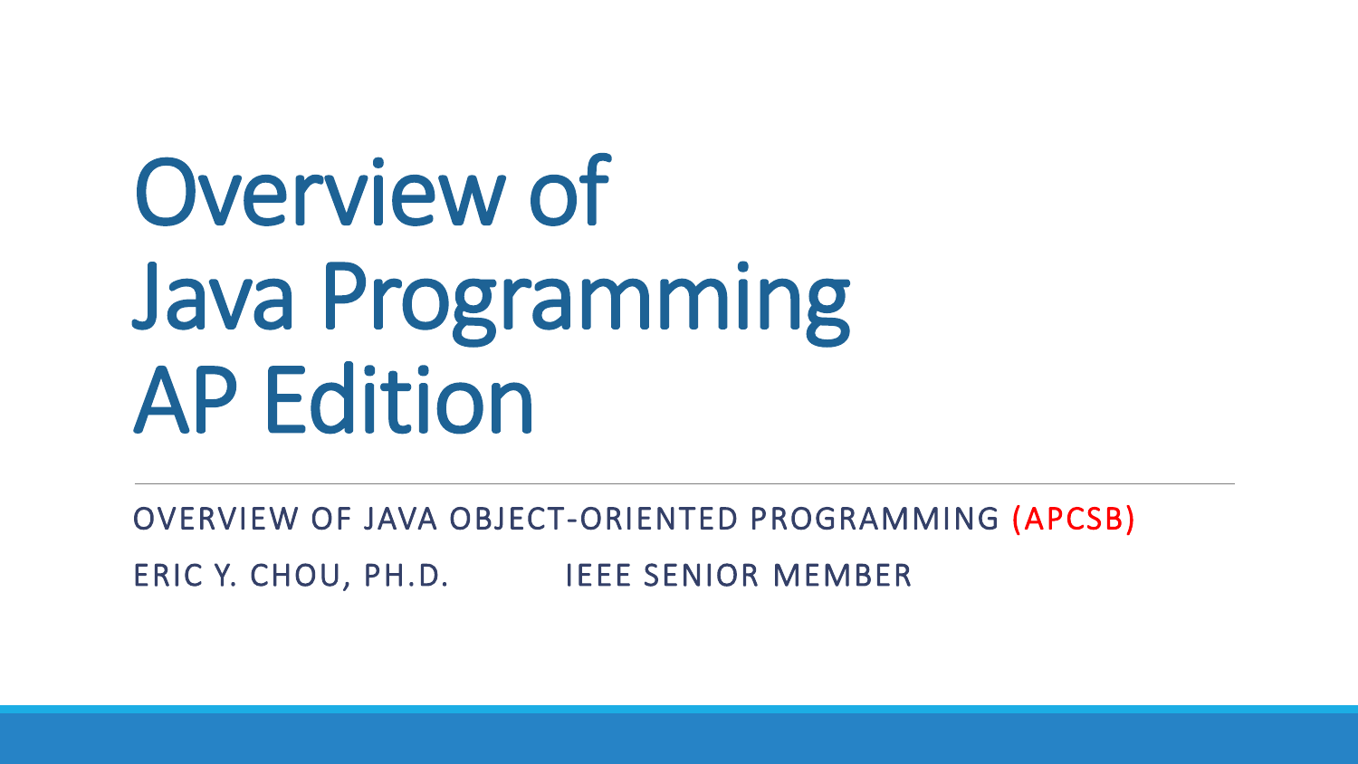# Overview of Java Programming AP Edition

OVERVIEW OF JAVA OBJECT-ORIENTED PROGRAMMING (APCSB)

ERIC Y. CHOU, PH.D. IEEE SENIOR MEMBER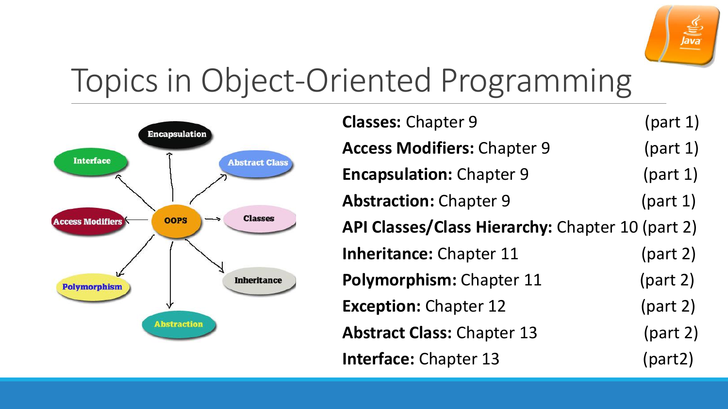# Topics in Object-Oriented Programming

**Classes:** Chapter 9 (part 1)

**Access Modifiers:** Chapter 9 (part 1)

**Encapsulation:** Chapter 9 (part 1)

**Abstraction:** Chapter 9 (part 1)

**API Classes/Class Hierarchy:** Chapter 10 (part 2)

**Inheritance:** Chapter 11 (part 2)

**Polymorphism:** Chapter 11 (part 2)

**Exception:** Chapter 12 (part 2)

**Abstract Class:** Chapter 13 (part 2)

**Interface:** Chapter 13 (part2)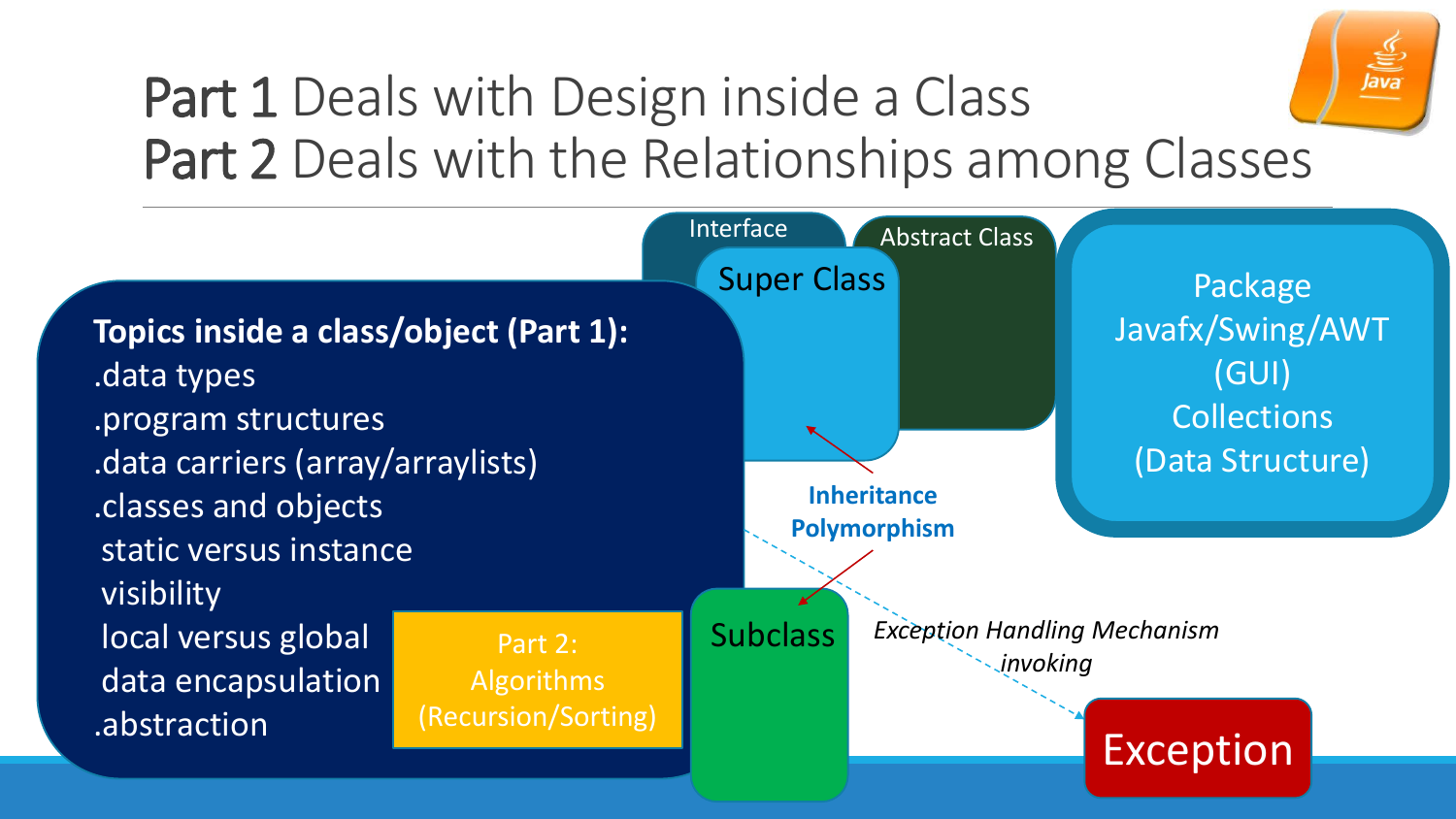# Part 1 Deals with Design inside a Class
# Part 2 Deals with the Relationships among Classes

**Topics inside a class/object (Part 1):**

.data types
.program structures
.data carriers (array/arraylists)
.classes and objects
 static versus instance
 visibility
 local versus global
 data encapsulation
.abstraction

Part 2:
Algorithms
(Recursion/Sorting)

Interface

Abstract Class

Super Class

**Inheritance**
**Polymorphism**

Subclass

Package
Javafx/Swing/AWT
(GUI)
Collections
(Data Structure)

*Exception Handling Mechanism*
*invoking*

Exception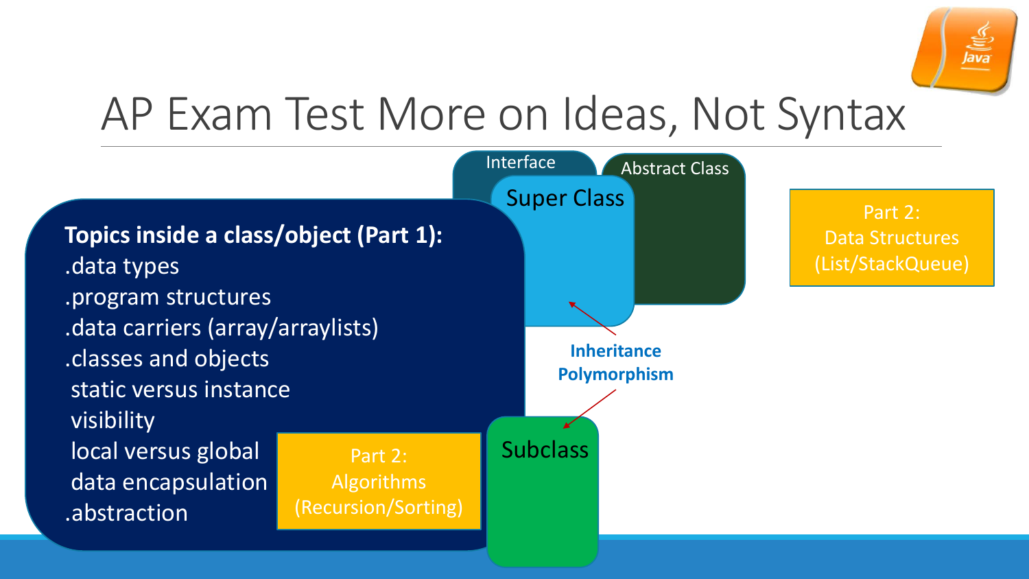# AP Exam Test More on Ideas, Not Syntax

**Topics inside a class/object (Part 1):**

.data types
.program structures
.data carriers (array/arraylists)
.classes and objects
 static versus instance
 visibility
 local versus global
 data encapsulation
.abstraction

Part 2:
Algorithms
(Recursion/Sorting)

Interface

Abstract Class

Super Class

**Inheritance**
**Polymorphism**

Subclass

Part 2:
Data Structures
(List/StackQueue)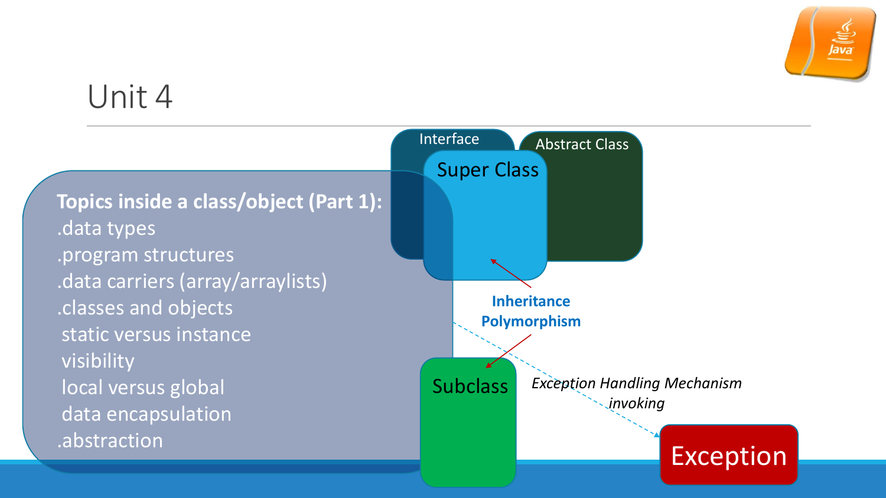# Unit 4

**Topics inside a class/object (Part 1):**

.data types
.program structures
.data carriers (array/arraylists)
.classes and objects
 static versus instance
 visibility
 local versus global
 data encapsulation
.abstraction

Interface

Abstract Class

Super Class

**Inheritance**
**Polymorphism**

Subclass

*Exception Handling Mechanism invoking*

Exception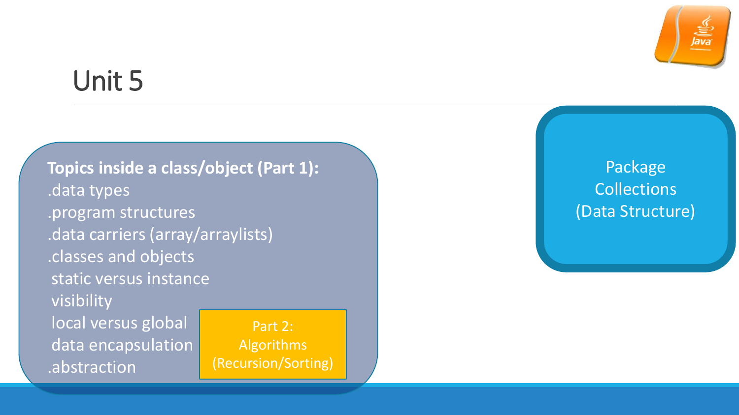# Unit 5

**Topics inside a class/object (Part 1):**
.data types
.program structures
.data carriers (array/arraylists)
.classes and objects
 static versus instance
 visibility
 local versus global
 data encapsulation
.abstraction

Part 2:
Algorithms
(Recursion/Sorting)

Package
Collections
(Data Structure)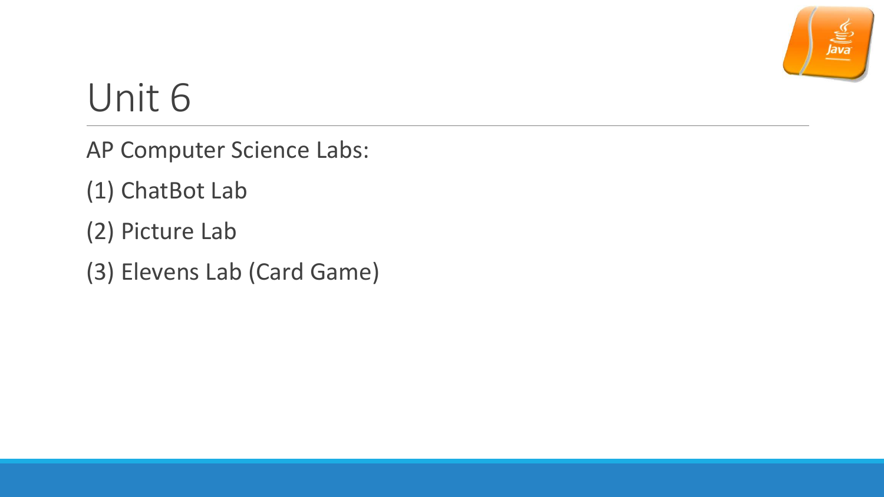# Unit 6

AP Computer Science Labs:

(1) ChatBot Lab

(2) Picture Lab

(3) Elevens Lab (Card Game)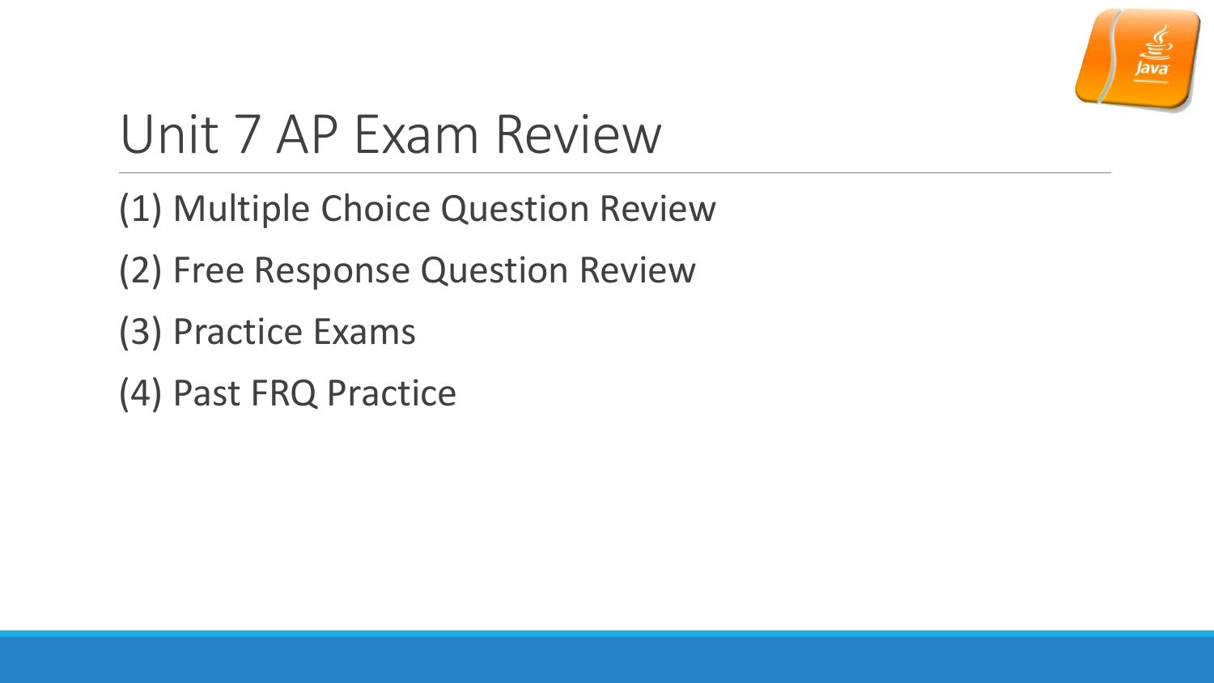# Unit 7 AP Exam Review

(1) Multiple Choice Question Review

(2) Free Response Question Review

(3) Practice Exams

(4) Past FRQ Practice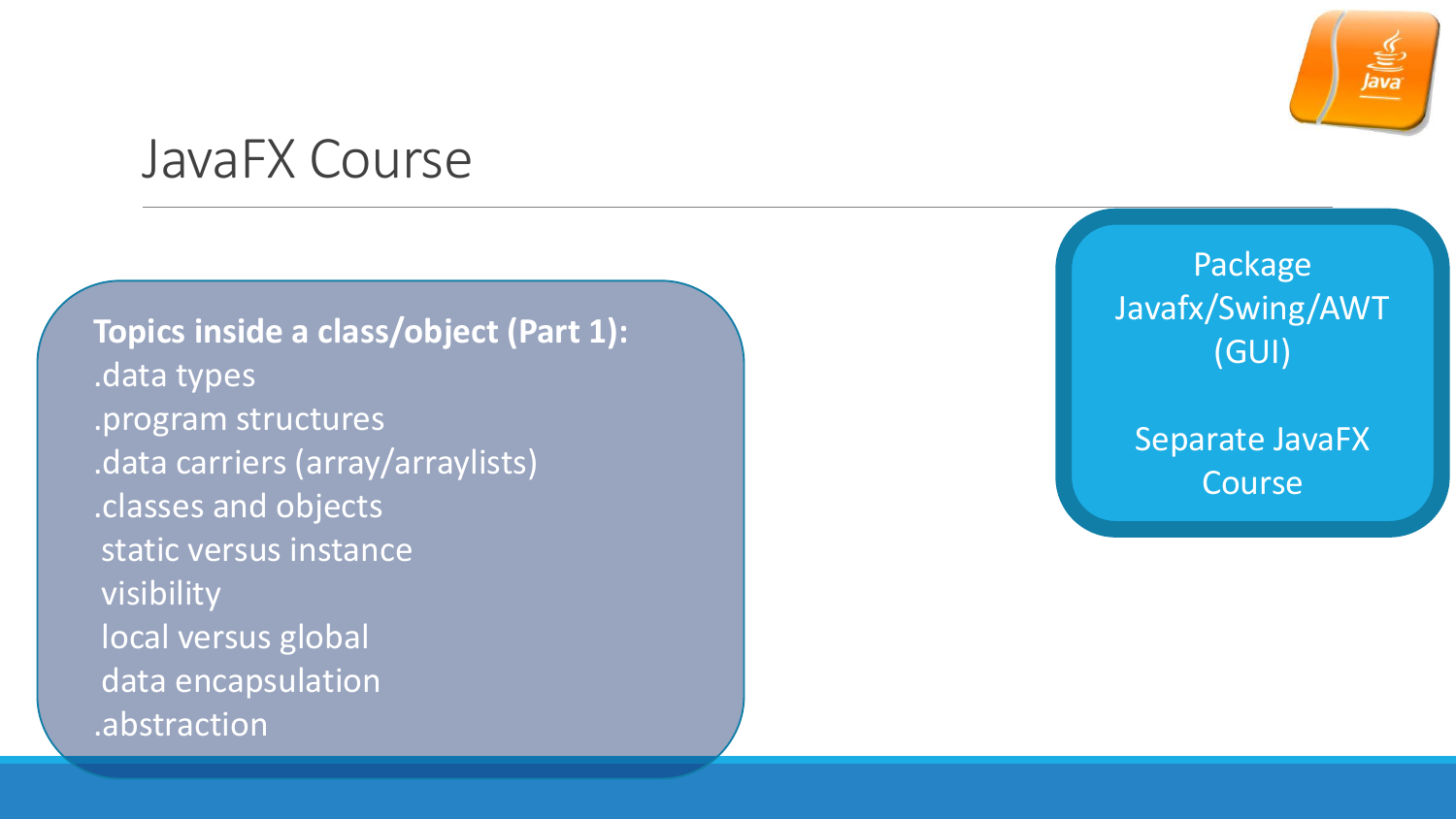# JavaFX Course

**Topics inside a class/object (Part 1):**

.data types
.program structures
.data carriers (array/arraylists)
.classes and objects
 static versus instance
 visibility
 local versus global
 data encapsulation
.abstraction

Package
Javafx/Swing/AWT
(GUI)

Separate JavaFX
Course